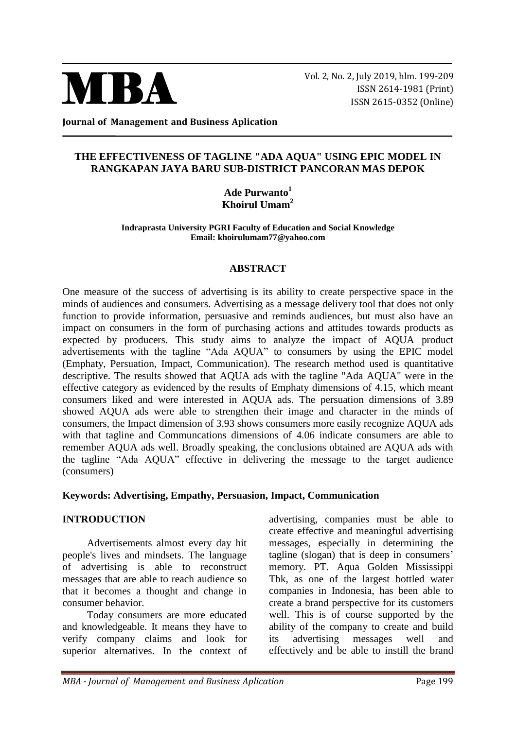# THE EFFECTIVENESS OF TAGLINE "ADA AQUA" USING EPIC MODEL IN RANGKAPAN JAYA BARU SUB-DISTRICT PANCORAN MAS DEPOK

**Ade Purwanto[1]**
**Khoirul Umam[2]**

**Indraprasta University PGRI Faculty of Education and Social Knowledge**
**Email: khoirulumam77@yahoo.com**

## ABSTRACT

One measure of the success of advertising is its ability to create perspective space in the minds of audiences and consumers. Advertising as a message delivery tool that does not only function to provide information, persuasive and reminds audiences, but must also have an impact on consumers in the form of purchasing actions and attitudes towards products as expected by producers. This study aims to analyze the impact of AQUA product advertisements with the tagline "Ada AQUA" to consumers by using the EPIC model (Emphaty, Persuation, Impact, Communication). The research method used is quantitative descriptive. The results showed that AQUA ads with the tagline "Ada AQUA" were in the effective category as evidenced by the results of Emphaty dimensions of 4.15, which meant consumers liked and were interested in AQUA ads. The persuation dimensions of 3.89 showed AQUA ads were able to strengthen their image and character in the minds of consumers, the Impact dimension of 3.93 shows consumers more easily recognize AQUA ads with that tagline and Communcations dimensions of 4.06 indicate consumers are able to remember AQUA ads well. Broadly speaking, the conclusions obtained are AQUA ads with the tagline "Ada AQUA" effective in delivering the message to the target audience (consumers)

**Keywords: Advertising, Empathy, Persuasion, Impact, Communication**

## INTRODUCTION

Advertisements almost every day hit people's lives and mindsets. The language of advertising is able to reconstruct messages that are able to reach audience so that it becomes a thought and change in consumer behavior.

Today consumers are more educated and knowledgeable. It means they have to verify company claims and look for superior alternatives. In the context of advertising, companies must be able to create effective and meaningful advertising messages, especially in determining the tagline (slogan) that is deep in consumers' memory. PT. Aqua Golden Mississippi Tbk, as one of the largest bottled water companies in Indonesia, has been able to create a brand perspective for its customers well. This is of course supported by the ability of the company to create and build its advertising messages well and effectively and be able to instill the brand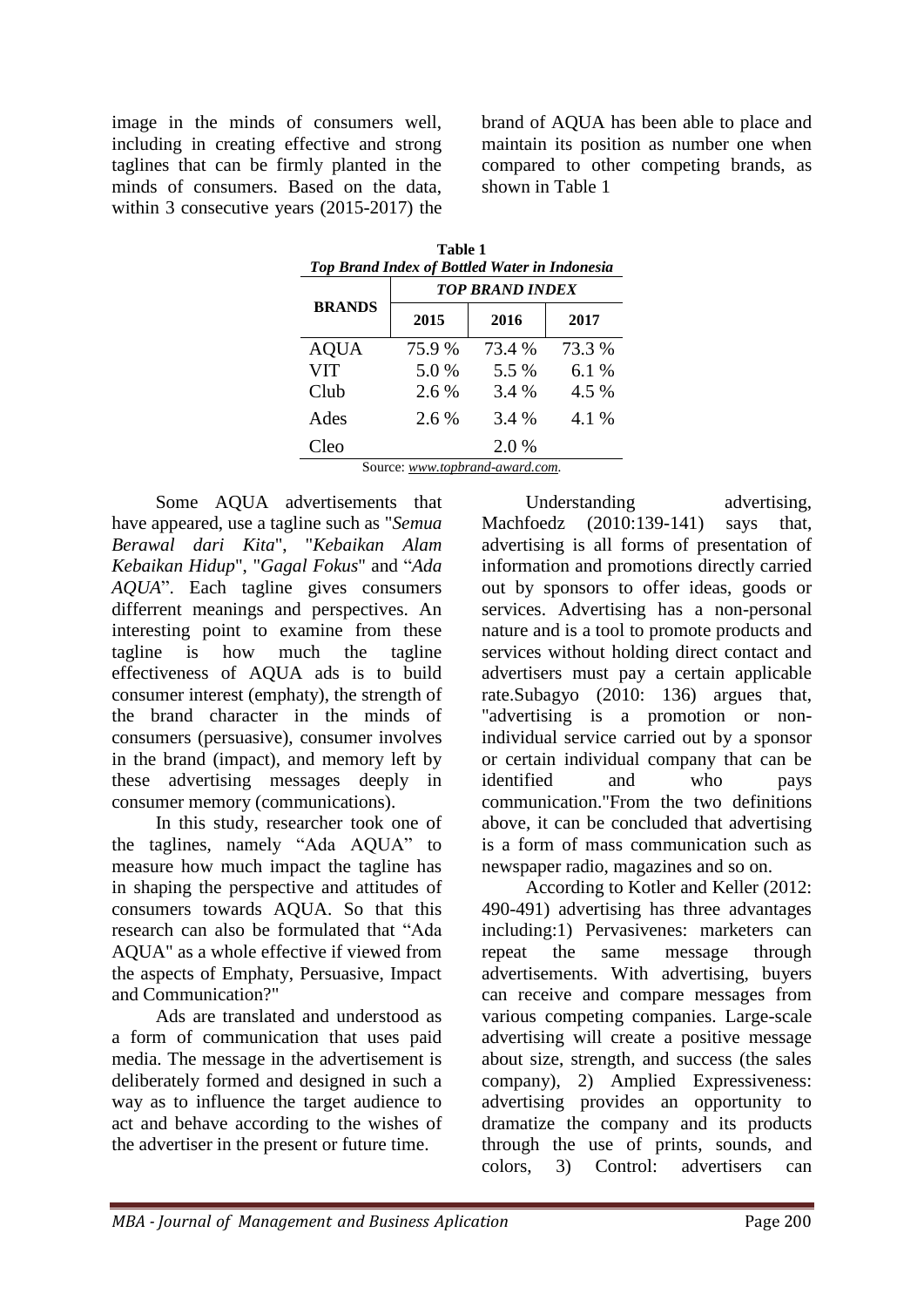image in the minds of consumers well, including in creating effective and strong taglines that can be firmly planted in the minds of consumers. Based on the data, within 3 consecutive years (2015-2017) the brand of AQUA has been able to place and maintain its position as number one when compared to other competing brands, as shown in Table 1

**Table 1**
***Top Brand Index of Bottled Water in Indonesia***

| BRANDS | *TOP BRAND INDEX* | | |
|---|---|---|---|
| | 2015 | 2016 | 2017 |
| AQUA | 75.9 % | 73.4 % | 73.3 % |
| VIT | 5.0 % | 5.5 % | 6.1 % |
| Club | 2.6 % | 3.4 % | 4.5 % |
| Ades | 2.6 % | 3.4 % | 4.1 % |
| Cleo | | 2.0 % | |

Source: *www.topbrand-award.com.*

Some AQUA advertisements that have appeared, use a tagline such as "*Semua Berawal dari Kita*", "*Kebaikan Alam Kebaikan Hidup*", "*Gagal Fokus*" and "*Ada AQUA*". Each tagline gives consumers differrent meanings and perspectives. An interesting point to examine from these tagline is how much the tagline effectiveness of AQUA ads is to build consumer interest (emphaty), the strength of the brand character in the minds of consumers (persuasive), consumer involves in the brand (impact), and memory left by these advertising messages deeply in consumer memory (communications).

In this study, researcher took one of the taglines, namely "Ada AQUA" to measure how much impact the tagline has in shaping the perspective and attitudes of consumers towards AQUA. So that this research can also be formulated that "Ada AQUA" as a whole effective if viewed from the aspects of Emphaty, Persuasive, Impact and Communication?"

Ads are translated and understood as a form of communication that uses paid media. The message in the advertisement is deliberately formed and designed in such a way as to influence the target audience to act and behave according to the wishes of the advertiser in the present or future time.

Understanding advertising, Machfoedz (2010:139-141) says that, advertising is all forms of presentation of information and promotions directly carried out by sponsors to offer ideas, goods or services. Advertising has a non-personal nature and is a tool to promote products and services without holding direct contact and advertisers must pay a certain applicable rate.Subagyo (2010: 136) argues that, "advertising is a promotion or non-individual service carried out by a sponsor or certain individual company that can be identified and who pays communication."From the two definitions above, it can be concluded that advertising is a form of mass communication such as newspaper radio, magazines and so on.

According to Kotler and Keller (2012: 490-491) advertising has three advantages including:1) Pervasivenes: marketers can repeat the same message through advertisements. With advertising, buyers can receive and compare messages from various competing companies. Large-scale advertising will create a positive message about size, strength, and success (the sales company), 2) Amplied Expressiveness: advertising provides an opportunity to dramatize the company and its products through the use of prints, sounds, and colors, 3) Control: advertisers can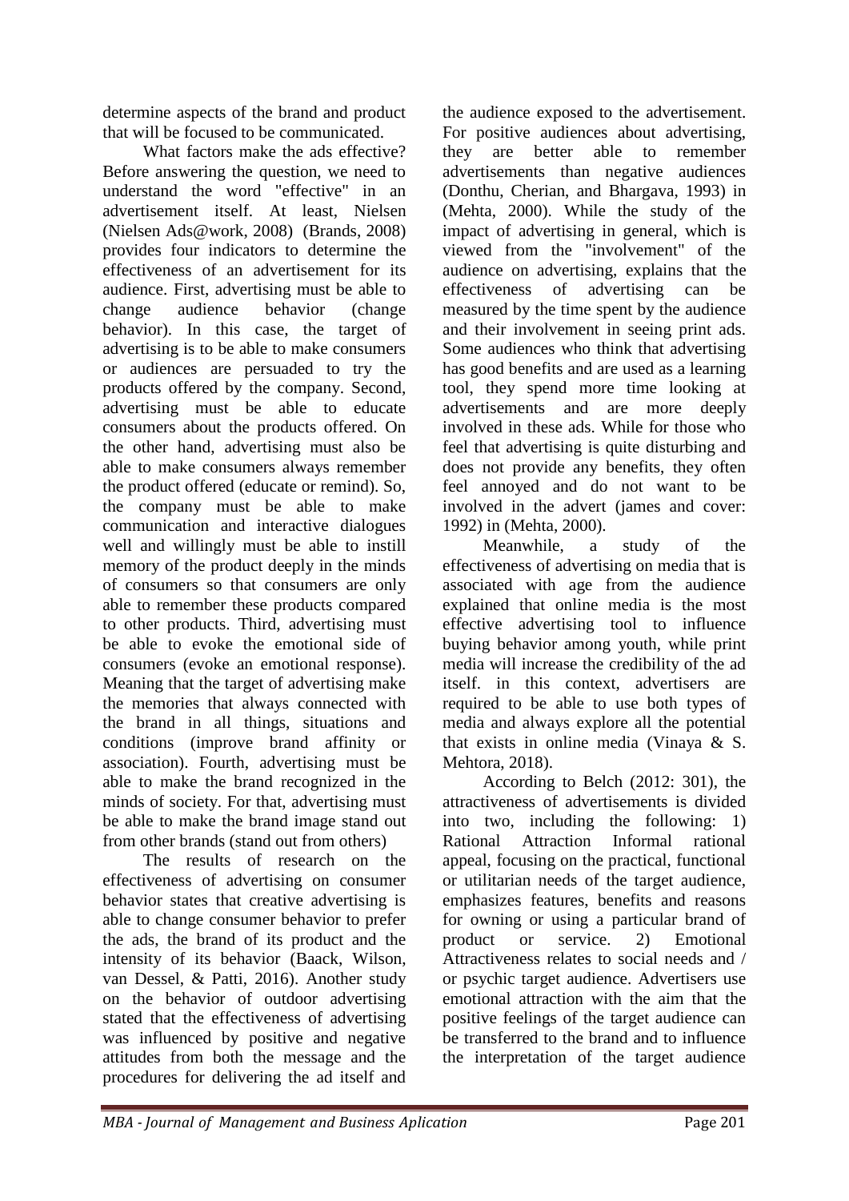determine aspects of the brand and product that will be focused to be communicated.

What factors make the ads effective? Before answering the question, we need to understand the word "effective" in an advertisement itself. At least, Nielsen (Nielsen Ads@work, 2008) (Brands, 2008) provides four indicators to determine the effectiveness of an advertisement for its audience. First, advertising must be able to change audience behavior (change behavior). In this case, the target of advertising is to be able to make consumers or audiences are persuaded to try the products offered by the company. Second, advertising must be able to educate consumers about the products offered. On the other hand, advertising must also be able to make consumers always remember the product offered (educate or remind). So, the company must be able to make communication and interactive dialogues well and willingly must be able to instill memory of the product deeply in the minds of consumers so that consumers are only able to remember these products compared to other products. Third, advertising must be able to evoke the emotional side of consumers (evoke an emotional response). Meaning that the target of advertising make the memories that always connected with the brand in all things, situations and conditions (improve brand affinity or association). Fourth, advertising must be able to make the brand recognized in the minds of society. For that, advertising must be able to make the brand image stand out from other brands (stand out from others)

The results of research on the effectiveness of advertising on consumer behavior states that creative advertising is able to change consumer behavior to prefer the ads, the brand of its product and the intensity of its behavior (Baack, Wilson, van Dessel, & Patti, 2016). Another study on the behavior of outdoor advertising stated that the effectiveness of advertising was influenced by positive and negative attitudes from both the message and the procedures for delivering the ad itself and the audience exposed to the advertisement. For positive audiences about advertising, they are better able to remember advertisements than negative audiences (Donthu, Cherian, and Bhargava, 1993) in (Mehta, 2000). While the study of the impact of advertising in general, which is viewed from the "involvement" of the audience on advertising, explains that the effectiveness of advertising can be measured by the time spent by the audience and their involvement in seeing print ads. Some audiences who think that advertising has good benefits and are used as a learning tool, they spend more time looking at advertisements and are more deeply involved in these ads. While for those who feel that advertising is quite disturbing and does not provide any benefits, they often feel annoyed and do not want to be involved in the advert (james and cover: 1992) in (Mehta, 2000).

Meanwhile, a study of the effectiveness of advertising on media that is associated with age from the audience explained that online media is the most effective advertising tool to influence buying behavior among youth, while print media will increase the credibility of the ad itself. in this context, advertisers are required to be able to use both types of media and always explore all the potential that exists in online media (Vinaya & S. Mehtora, 2018).

According to Belch (2012: 301), the attractiveness of advertisements is divided into two, including the following: 1) Rational Attraction Informal rational appeal, focusing on the practical, functional or utilitarian needs of the target audience, emphasizes features, benefits and reasons for owning or using a particular brand of product or service. 2) Emotional Attractiveness relates to social needs and / or psychic target audience. Advertisers use emotional attraction with the aim that the positive feelings of the target audience can be transferred to the brand and to influence the interpretation of the target audience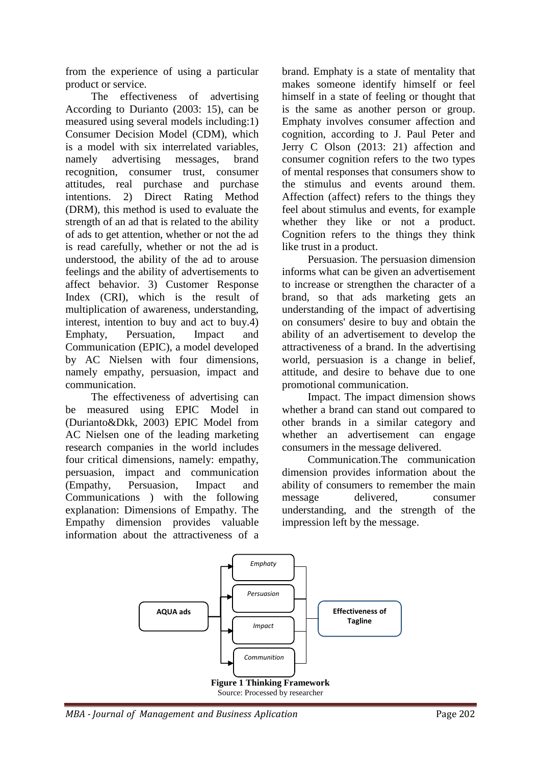from the experience of using a particular product or service.

The effectiveness of advertising According to Durianto (2003: 15), can be measured using several models including:1) Consumer Decision Model (CDM), which is a model with six interrelated variables, namely advertising messages, brand recognition, consumer trust, consumer attitudes, real purchase and purchase intentions. 2) Direct Rating Method (DRM), this method is used to evaluate the strength of an ad that is related to the ability of ads to get attention, whether or not the ad is read carefully, whether or not the ad is understood, the ability of the ad to arouse feelings and the ability of advertisements to affect behavior. 3) Customer Response Index (CRI), which is the result of multiplication of awareness, understanding, interest, intention to buy and act to buy.4) Emphaty, Persuation, Impact and Communication (EPIC), a model developed by AC Nielsen with four dimensions, namely empathy, persuasion, impact and communication.

The effectiveness of advertising can be measured using EPIC Model in (Durianto&Dkk, 2003) EPIC Model from AC Nielsen one of the leading marketing research companies in the world includes four critical dimensions, namely: empathy, persuasion, impact and communication (Empathy, Persuasion, Impact and Communications ) with the following explanation: Dimensions of Empathy. The Empathy dimension provides valuable information about the attractiveness of a brand. Emphaty is a state of mentality that makes someone identify himself or feel himself in a state of feeling or thought that is the same as another person or group. Emphaty involves consumer affection and cognition, according to J. Paul Peter and Jerry C Olson (2013: 21) affection and consumer cognition refers to the two types of mental responses that consumers show to the stimulus and events around them. Affection (affect) refers to the things they feel about stimulus and events, for example whether they like or not a product. Cognition refers to the things they think like trust in a product.

Persuasion. The persuasion dimension informs what can be given an advertisement to increase or strengthen the character of a brand, so that ads marketing gets an understanding of the impact of advertising on consumers' desire to buy and obtain the ability of an advertisement to develop the attractiveness of a brand. In the advertising world, persuasion is a change in belief, attitude, and desire to behave due to one promotional communication.

Impact. The impact dimension shows whether a brand can stand out compared to other brands in a similar category and whether an advertisement can engage consumers in the message delivered.

Communication.The communication dimension provides information about the ability of consumers to remember the main message delivered, consumer understanding, and the strength of the impression left by the message.

AQUA ads → *Emphaty*, *Persuasion*, *Impact*, *Communition* → Effectiveness of Tagline

**Figure 1 Thinking Framework**
Source: Processed by researcher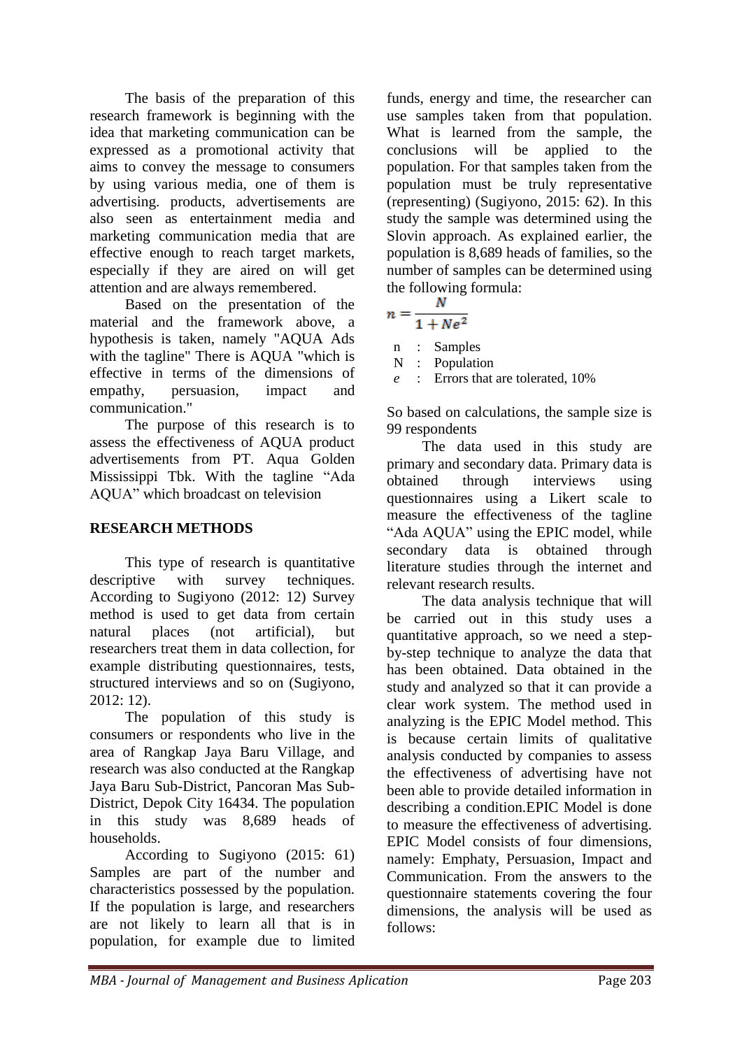The basis of the preparation of this research framework is beginning with the idea that marketing communication can be expressed as a promotional activity that aims to convey the message to consumers by using various media, one of them is advertising. products, advertisements are also seen as entertainment media and marketing communication media that are effective enough to reach target markets, especially if they are aired on will get attention and are always remembered.

Based on the presentation of the material and the framework above, a hypothesis is taken, namely "AQUA Ads with the tagline" There is AQUA "which is effective in terms of the dimensions of empathy, persuasion, impact and communication."

The purpose of this research is to assess the effectiveness of AQUA product advertisements from PT. Aqua Golden Mississippi Tbk. With the tagline "Ada AQUA" which broadcast on television

## RESEARCH METHODS

This type of research is quantitative descriptive with survey techniques. According to Sugiyono (2012: 12) Survey method is used to get data from certain natural places (not artificial), but researchers treat them in data collection, for example distributing questionnaires, tests, structured interviews and so on (Sugiyono, 2012: 12).

The population of this study is consumers or respondents who live in the area of Rangkap Jaya Baru Village, and research was also conducted at the Rangkap Jaya Baru Sub-District, Pancoran Mas Sub-District, Depok City 16434. The population in this study was 8,689 heads of households.

According to Sugiyono (2015: 61) Samples are part of the number and characteristics possessed by the population. If the population is large, and researchers are not likely to learn all that is in population, for example due to limited funds, energy and time, the researcher can use samples taken from that population. What is learned from the sample, the conclusions will be applied to the population. For that samples taken from the population must be truly representative (representing) (Sugiyono, 2015: 62). In this study the sample was determined using the Slovin approach. As explained earlier, the population is 8,689 heads of families, so the number of samples can be determined using the following formula:

$$n = \frac{N}{1 + Ne^2}$$

n : Samples
N : Population
*e* : Errors that are tolerated, 10%

So based on calculations, the sample size is 99 respondents

The data used in this study are primary and secondary data. Primary data is obtained through interviews using questionnaires using a Likert scale to measure the effectiveness of the tagline "Ada AQUA" using the EPIC model, while secondary data is obtained through literature studies through the internet and relevant research results.

The data analysis technique that will be carried out in this study uses a quantitative approach, so we need a step-by-step technique to analyze the data that has been obtained. Data obtained in the study and analyzed so that it can provide a clear work system. The method used in analyzing is the EPIC Model method. This is because certain limits of qualitative analysis conducted by companies to assess the effectiveness of advertising have not been able to provide detailed information in describing a condition.EPIC Model is done to measure the effectiveness of advertising. EPIC Model consists of four dimensions, namely: Emphaty, Persuasion, Impact and Communication. From the answers to the questionnaire statements covering the four dimensions, the analysis will be used as follows: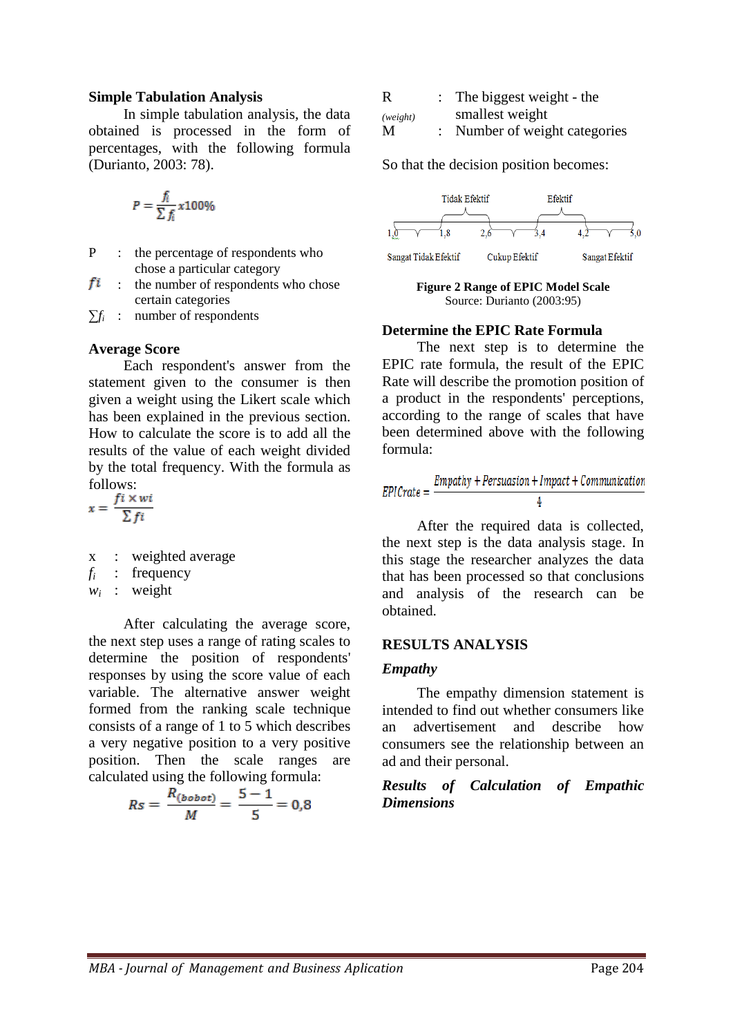### Simple Tabulation Analysis

In simple tabulation analysis, the data obtained is processed in the form of percentages, with the following formula (Durianto, 2003: 78).

$$P = \frac{f_i}{\sum f_i} x100\%$$

P : the percentage of respondents who chose a particular category

$f_i$ : the number of respondents who chose certain categories

$\sum f_i$ : number of respondents

### Average Score

Each respondent's answer from the statement given to the consumer is then given a weight using the Likert scale which has been explained in the previous section. How to calculate the score is to add all the results of the value of each weight divided by the total frequency. With the formula as follows:

$$x = \frac{fi \times wi}{\sum fi}$$

x : weighted average

$f_i$ : frequency

$w_i$ : weight

After calculating the average score, the next step uses a range of rating scales to determine the position of respondents' responses by using the score value of each variable. The alternative answer weight formed from the ranking scale technique consists of a range of 1 to 5 which describes a very negative position to a very positive position. Then the scale ranges are calculated using the following formula:

$$Rs = \frac{R_{(bobot)}}{M} = \frac{5-1}{5} = 0{,}8$$

R (weight) : The biggest weight - the smallest weight

M : Number of weight categories

So that the decision position becomes:

1,0 – 1,8: Sangat Tidak Efektif; 1,8 – 2,6: Tidak Efektif; 2,6 – 3,4: Cukup Efektif; 3,4 – 4,2: Efektif; 4,2 – 5,0: Sangat Efektif

**Figure 2 Range of EPIC Model Scale**
Source: Durianto (2003:95)

### Determine the EPIC Rate Formula

The next step is to determine the EPIC rate formula, the result of the EPIC Rate will describe the promotion position of a product in the respondents' perceptions, according to the range of scales that have been determined above with the following formula:

$$EPICrate = \frac{Empathy + Persuasion + Impact + Communication}{4}$$

After the required data is collected, the next step is the data analysis stage. In this stage the researcher analyzes the data that has been processed so that conclusions and analysis of the research can be obtained.

## RESULTS ANALYSIS

### *Empathy*

The empathy dimension statement is intended to find out whether consumers like an advertisement and describe how consumers see the relationship between an ad and their personal.

***Results of Calculation of Empathic Dimensions***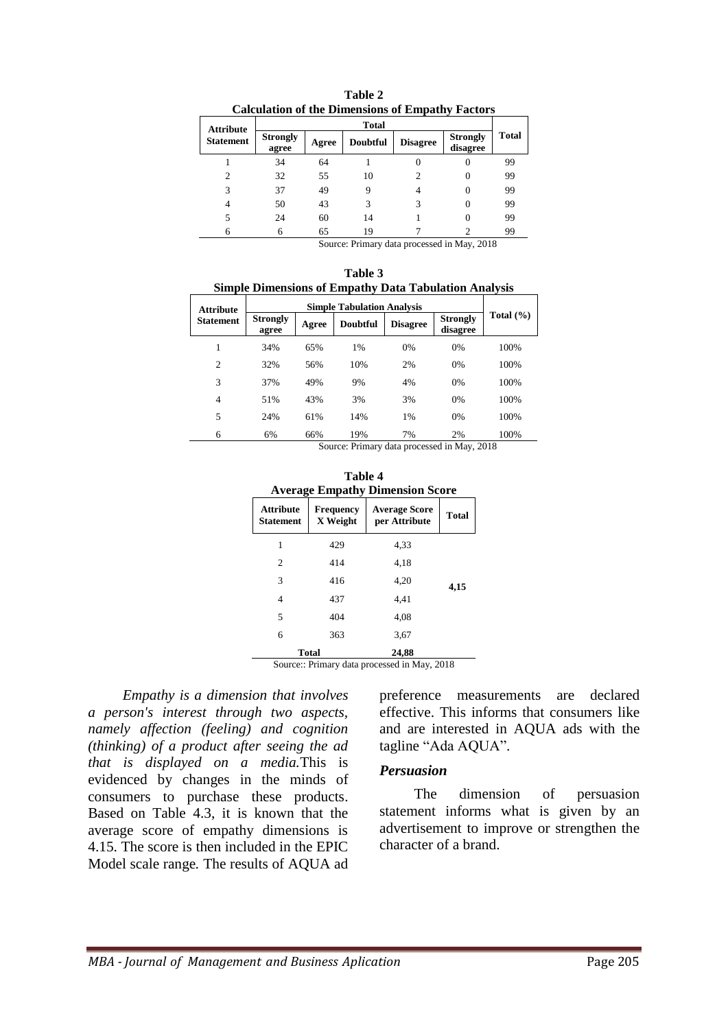**Table 2**
**Calculation of the Dimensions of Empathy Factors**

| Attribute Statement | Total | | | | | Total |
|---|---|---|---|---|---|---|
| | Strongly agree | Agree | Doubtful | Disagree | Strongly disagree | |
| 1 | 34 | 64 | 1 | 0 | 0 | 99 |
| 2 | 32 | 55 | 10 | 2 | 0 | 99 |
| 3 | 37 | 49 | 9 | 4 | 0 | 99 |
| 4 | 50 | 43 | 3 | 3 | 0 | 99 |
| 5 | 24 | 60 | 14 | 1 | 0 | 99 |
| 6 | 6 | 65 | 19 | 7 | 2 | 99 |

Source: Primary data processed in May, 2018

**Table 3**
**Simple Dimensions of Empathy Data Tabulation Analysis**

| Attribute Statement | Simple Tabulation Analysis | | | | | Total (%) |
|---|---|---|---|---|---|---|
| | Strongly agree | Agree | Doubtful | Disagree | Strongly disagree | |
| 1 | 34% | 65% | 1% | 0% | 0% | 100% |
| 2 | 32% | 56% | 10% | 2% | 0% | 100% |
| 3 | 37% | 49% | 9% | 4% | 0% | 100% |
| 4 | 51% | 43% | 3% | 3% | 0% | 100% |
| 5 | 24% | 61% | 14% | 1% | 0% | 100% |
| 6 | 6% | 66% | 19% | 7% | 2% | 100% |

Source: Primary data processed in May, 2018

**Table 4**
**Average Empathy Dimension Score**

| Attribute Statement | Frequency X Weight | Average Score per Attribute | Total |
|---|---|---|---|
| 1 | 429 | 4,33 | 4,15 |
| 2 | 414 | 4,18 | |
| 3 | 416 | 4,20 | |
| 4 | 437 | 4,41 | |
| 5 | 404 | 4,08 | |
| 6 | 363 | 3,67 | |
| Total | | 24,88 | |

Source:: Primary data processed in May, 2018

*Empathy is a dimension that involves a person's interest through two aspects, namely affection (feeling) and cognition (thinking) of a product after seeing the ad that is displayed on a media.*This is evidenced by changes in the minds of consumers to purchase these products. Based on Table 4.3, it is known that the average score of empathy dimensions is 4.15. The score is then included in the EPIC Model scale range. The results of AQUA ad preference measurements are declared effective. This informs that consumers like and are interested in AQUA ads with the tagline "Ada AQUA".

### *Persuasion*

The dimension of persuasion statement informs what is given by an advertisement to improve or strengthen the character of a brand.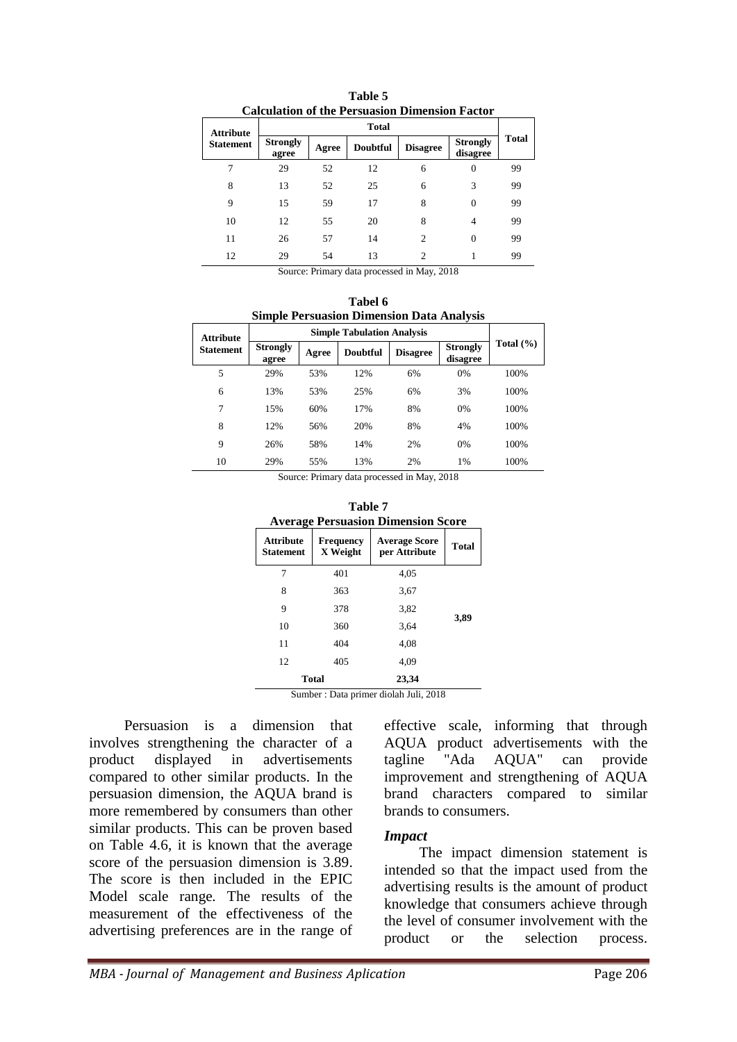**Table 5**
**Calculation of the Persuasion Dimension Factor**

| Attribute Statement | Total | | | | | Total |
|---|---|---|---|---|---|---|
| | Strongly agree | Agree | Doubtful | Disagree | Strongly disagree | |
| 7 | 29 | 52 | 12 | 6 | 0 | 99 |
| 8 | 13 | 52 | 25 | 6 | 3 | 99 |
| 9 | 15 | 59 | 17 | 8 | 0 | 99 |
| 10 | 12 | 55 | 20 | 8 | 4 | 99 |
| 11 | 26 | 57 | 14 | 2 | 0 | 99 |
| 12 | 29 | 54 | 13 | 2 | 1 | 99 |

Source: Primary data processed in May, 2018

**Tabel 6**
**Simple Persuasion Dimension Data Analysis**

| Attribute Statement | Simple Tabulation Analysis | | | | | Total (%) |
|---|---|---|---|---|---|---|
| | Strongly agree | Agree | Doubtful | Disagree | Strongly disagree | |
| 5 | 29% | 53% | 12% | 6% | 0% | 100% |
| 6 | 13% | 53% | 25% | 6% | 3% | 100% |
| 7 | 15% | 60% | 17% | 8% | 0% | 100% |
| 8 | 12% | 56% | 20% | 8% | 4% | 100% |
| 9 | 26% | 58% | 14% | 2% | 0% | 100% |
| 10 | 29% | 55% | 13% | 2% | 1% | 100% |

Source: Primary data processed in May, 2018

**Table 7**
**Average Persuasion Dimension Score**

| Attribute Statement | Frequency X Weight | Average Score per Attribute | Total |
|---|---|---|---|
| 7 | 401 | 4,05 | 3,89 |
| 8 | 363 | 3,67 | |
| 9 | 378 | 3,82 | |
| 10 | 360 | 3,64 | |
| 11 | 404 | 4,08 | |
| 12 | 405 | 4,09 | |
| Total | | 23,34 | |

Sumber : Data primer diolah Juli, 2018

Persuasion is a dimension that involves strengthening the character of a product displayed in advertisements compared to other similar products. In the persuasion dimension, the AQUA brand is more remembered by consumers than other similar products. This can be proven based on Table 4.6, it is known that the average score of the persuasion dimension is 3.89. The score is then included in the EPIC Model scale range. The results of the measurement of the effectiveness of the advertising preferences are in the range of effective scale, informing that through AQUA product advertisements with the tagline "Ada AQUA" can provide improvement and strengthening of AQUA brand characters compared to similar brands to consumers.

### *Impact*

The impact dimension statement is intended so that the impact used from the advertising results is the amount of product knowledge that consumers achieve through the level of consumer involvement with the product or the selection process.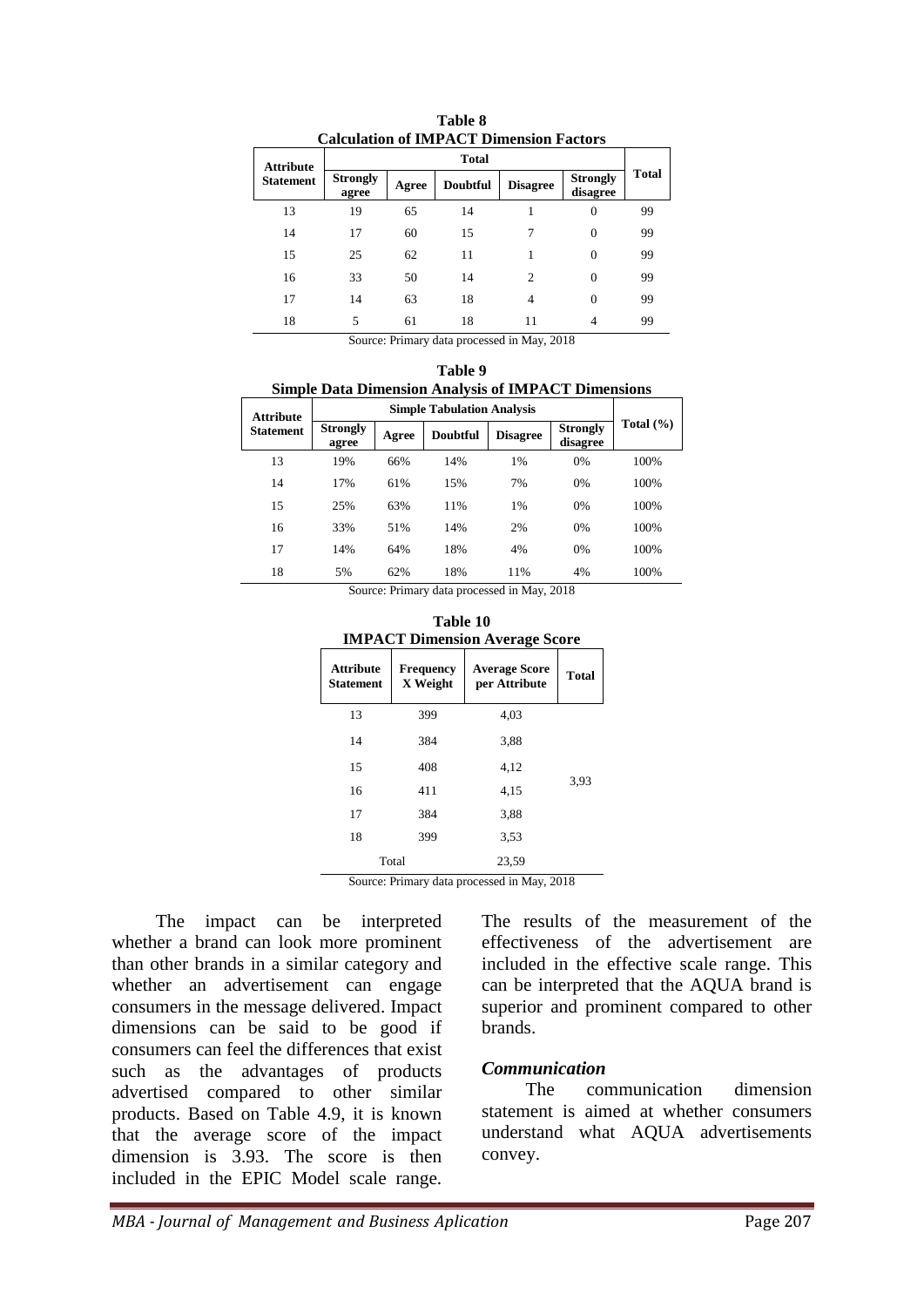**Table 8**
**Calculation of IMPACT Dimension Factors**

| Attribute Statement | Total | | | | | Total |
|---|---|---|---|---|---|---|
| | Strongly agree | Agree | Doubtful | Disagree | Strongly disagree | |
| 13 | 19 | 65 | 14 | 1 | 0 | 99 |
| 14 | 17 | 60 | 15 | 7 | 0 | 99 |
| 15 | 25 | 62 | 11 | 1 | 0 | 99 |
| 16 | 33 | 50 | 14 | 2 | 0 | 99 |
| 17 | 14 | 63 | 18 | 4 | 0 | 99 |
| 18 | 5 | 61 | 18 | 11 | 4 | 99 |

Source: Primary data processed in May, 2018

**Table 9**
**Simple Data Dimension Analysis of IMPACT Dimensions**

| Attribute Statement | Simple Tabulation Analysis | | | | | Total (%) |
|---|---|---|---|---|---|---|
| | Strongly agree | Agree | Doubtful | Disagree | Strongly disagree | |
| 13 | 19% | 66% | 14% | 1% | 0% | 100% |
| 14 | 17% | 61% | 15% | 7% | 0% | 100% |
| 15 | 25% | 63% | 11% | 1% | 0% | 100% |
| 16 | 33% | 51% | 14% | 2% | 0% | 100% |
| 17 | 14% | 64% | 18% | 4% | 0% | 100% |
| 18 | 5% | 62% | 18% | 11% | 4% | 100% |

Source: Primary data processed in May, 2018

**Table 10**
**IMPACT Dimension Average Score**

| Attribute Statement | Frequency X Weight | Average Score per Attribute | Total |
|---|---|---|---|
| 13 | 399 | 4,03 | 3,93 |
| 14 | 384 | 3,88 | |
| 15 | 408 | 4,12 | |
| 16 | 411 | 4,15 | |
| 17 | 384 | 3,88 | |
| 18 | 399 | 3,53 | |
| Total | | 23,59 | |

Source: Primary data processed in May, 2018

The impact can be interpreted whether a brand can look more prominent than other brands in a similar category and whether an advertisement can engage consumers in the message delivered. Impact dimensions can be said to be good if consumers can feel the differences that exist such as the advantages of products advertised compared to other similar products. Based on Table 4.9, it is known that the average score of the impact dimension is 3.93. The score is then included in the EPIC Model scale range. The results of the measurement of the effectiveness of the advertisement are included in the effective scale range. This can be interpreted that the AQUA brand is superior and prominent compared to other brands.

### *Communication*

The communication dimension statement is aimed at whether consumers understand what AQUA advertisements convey.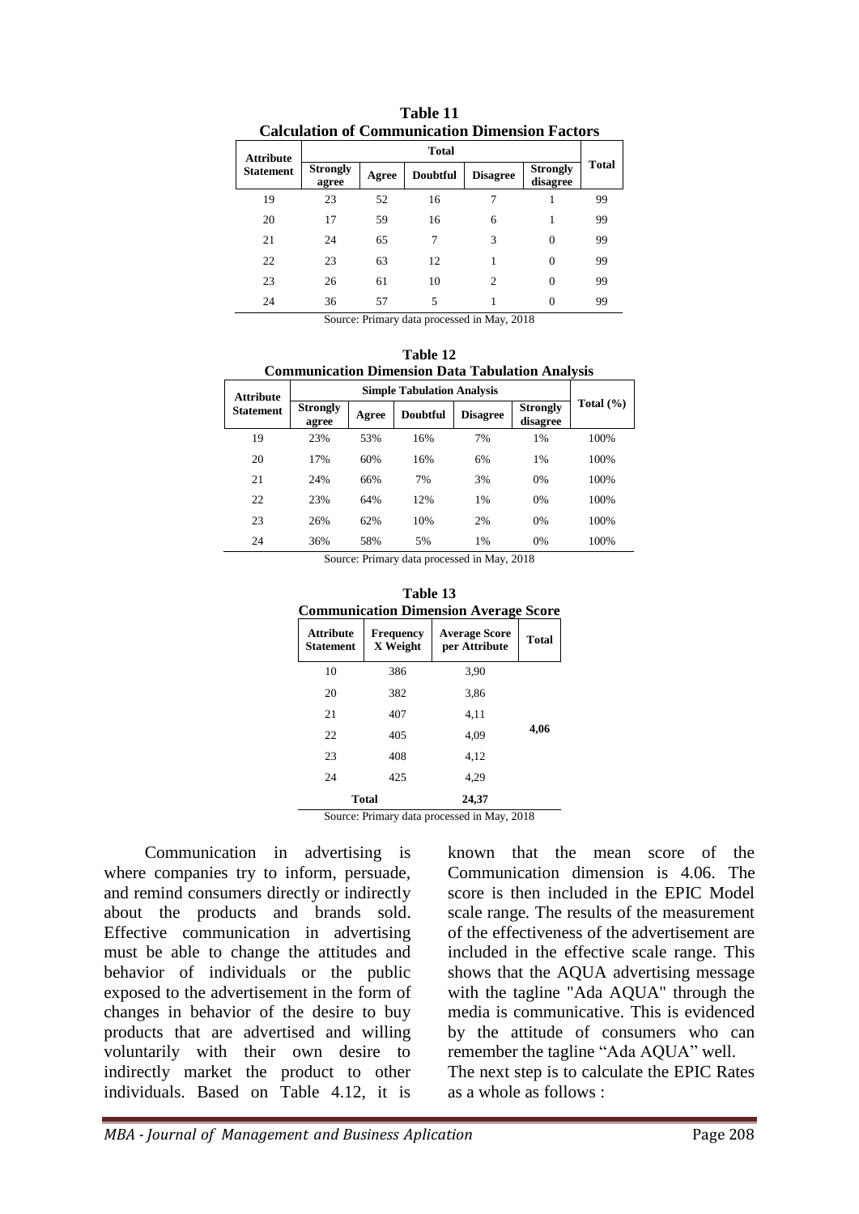**Table 11**
**Calculation of Communication Dimension Factors**

| Attribute Statement | Total | | | | | Total |
|---|---|---|---|---|---|---|
| | Strongly agree | Agree | Doubtful | Disagree | Strongly disagree | |
| 19 | 23 | 52 | 16 | 7 | 1 | 99 |
| 20 | 17 | 59 | 16 | 6 | 1 | 99 |
| 21 | 24 | 65 | 7 | 3 | 0 | 99 |
| 22 | 23 | 63 | 12 | 1 | 0 | 99 |
| 23 | 26 | 61 | 10 | 2 | 0 | 99 |
| 24 | 36 | 57 | 5 | 1 | 0 | 99 |

Source: Primary data processed in May, 2018

**Table 12**
**Communication Dimension Data Tabulation Analysis**

| Attribute Statement | Simple Tabulation Analysis | | | | | Total (%) |
|---|---|---|---|---|---|---|
| | Strongly agree | Agree | Doubtful | Disagree | Strongly disagree | |
| 19 | 23% | 53% | 16% | 7% | 1% | 100% |
| 20 | 17% | 60% | 16% | 6% | 1% | 100% |
| 21 | 24% | 66% | 7% | 3% | 0% | 100% |
| 22 | 23% | 64% | 12% | 1% | 0% | 100% |
| 23 | 26% | 62% | 10% | 2% | 0% | 100% |
| 24 | 36% | 58% | 5% | 1% | 0% | 100% |

Source: Primary data processed in May, 2018

**Table 13**
**Communication Dimension Average Score**

| Attribute Statement | Frequency X Weight | Average Score per Attribute | Total |
|---|---|---|---|
| 10 | 386 | 3,90 | |
| 20 | 382 | 3,86 | |
| 21 | 407 | 4,11 | |
| 22 | 405 | 4,09 | 4,06 |
| 23 | 408 | 4,12 | |
| 24 | 425 | 4,29 | |
| Total | | 24,37 | |

Source: Primary data processed in May, 2018

Communication in advertising is where companies try to inform, persuade, and remind consumers directly or indirectly about the products and brands sold. Effective communication in advertising must be able to change the attitudes and behavior of individuals or the public exposed to the advertisement in the form of changes in behavior of the desire to buy products that are advertised and willing voluntarily with their own desire to indirectly market the product to other individuals. Based on Table 4.12, it is known that the mean score of the Communication dimension is 4.06. The score is then included in the EPIC Model scale range. The results of the measurement of the effectiveness of the advertisement are included in the effective scale range. This shows that the AQUA advertising message with the tagline "Ada AQUA" through the media is communicative. This is evidenced by the attitude of consumers who can remember the tagline "Ada AQUA" well.

The next step is to calculate the EPIC Rates as a whole as follows :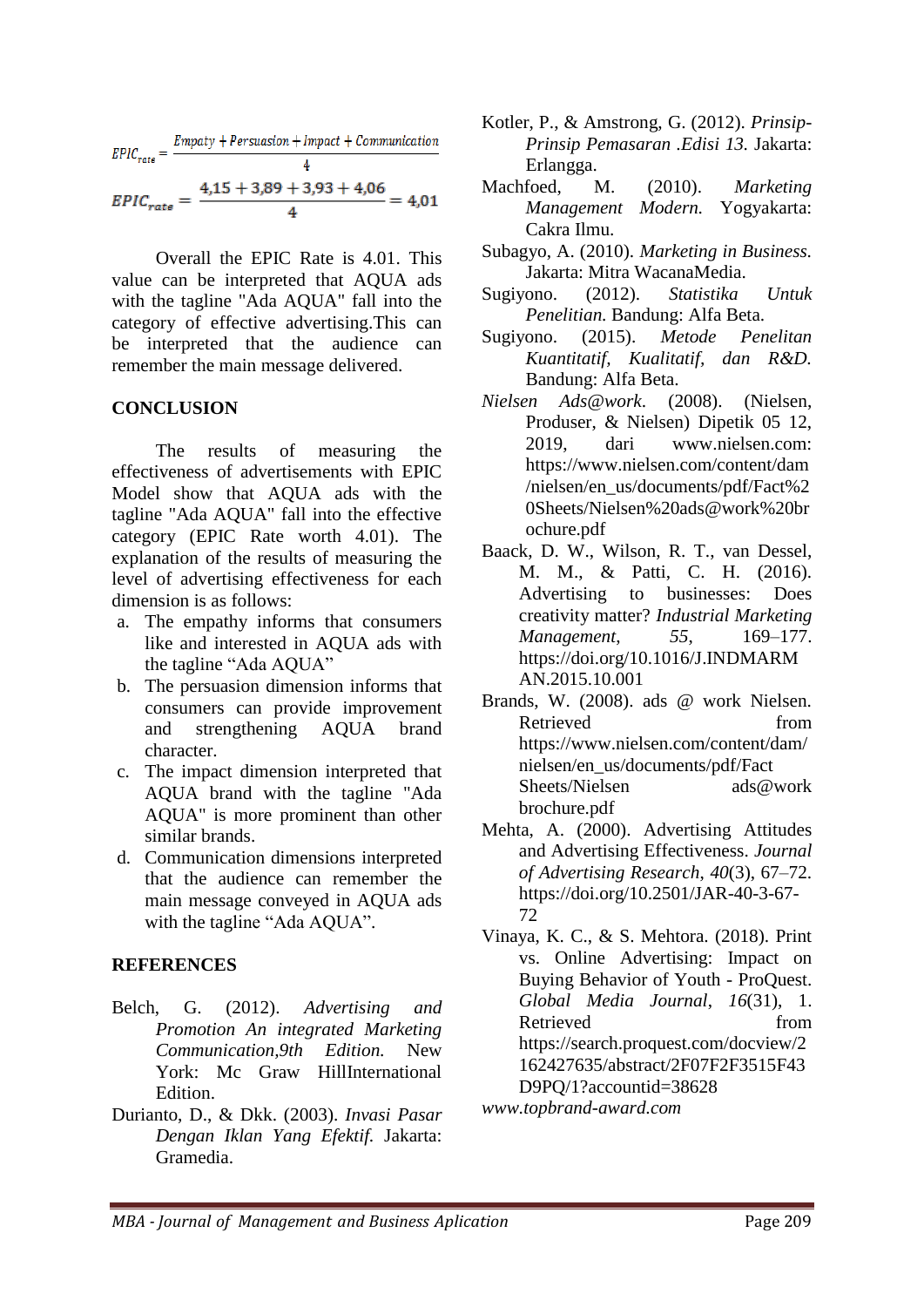$$EPIC_{rate} = \frac{Empaty + Persuasion + Impact + Communication}{4}$$

$$EPIC_{rate} = \frac{4{,}15 + 3{,}89 + 3{,}93 + 4{,}06}{4} = 4{,}01$$

Overall the EPIC Rate is 4.01. This value can be interpreted that AQUA ads with the tagline "Ada AQUA" fall into the category of effective advertising.This can be interpreted that the audience can remember the main message delivered.

## CONCLUSION

The results of measuring the effectiveness of advertisements with EPIC Model show that AQUA ads with the tagline "Ada AQUA" fall into the effective category (EPIC Rate worth 4.01). The explanation of the results of measuring the level of advertising effectiveness for each dimension is as follows:

a. The empathy informs that consumers like and interested in AQUA ads with the tagline "Ada AQUA"
b. The persuasion dimension informs that consumers can provide improvement and strengthening AQUA brand character.
c. The impact dimension interpreted that AQUA brand with the tagline "Ada AQUA" is more prominent than other similar brands.
d. Communication dimensions interpreted that the audience can remember the main message conveyed in AQUA ads with the tagline "Ada AQUA".

## REFERENCES

Belch, G. (2012). *Advertising and Promotion An integrated Marketing Communication,9th Edition.* New York: Mc Graw HillInternational Edition.

Durianto, D., & Dkk. (2003). *Invasi Pasar Dengan Iklan Yang Efektif.* Jakarta: Gramedia.

Kotler, P., & Amstrong, G. (2012). *Prinsip-Prinsip Pemasaran .Edisi 13.* Jakarta: Erlangga.

Machfoed, M. (2010). *Marketing Management Modern.* Yogyakarta: Cakra Ilmu.

Subagyo, A. (2010). *Marketing in Business.* Jakarta: Mitra WacanaMedia.

Sugiyono. (2012). *Statistika Untuk Penelitian.* Bandung: Alfa Beta.

Sugiyono. (2015). *Metode Penelitan Kuantitatif, Kualitatif, dan R&D.* Bandung: Alfa Beta.

*Nielsen Ads@work*. (2008). (Nielsen, Produser, & Nielsen) Dipetik 05 12, 2019, dari www.nielsen.com: https://www.nielsen.com/content/dam/nielsen/en_us/documents/pdf/Fact%20Sheets/Nielsen%20ads@work%20brochure.pdf

Baack, D. W., Wilson, R. T., van Dessel, M. M., & Patti, C. H. (2016). Advertising to businesses: Does creativity matter? *Industrial Marketing Management*, *55*, 169–177. https://doi.org/10.1016/J.INDMARMAN.2015.10.001

Brands, W. (2008). ads @ work Nielsen. Retrieved from https://www.nielsen.com/content/dam/nielsen/en_us/documents/pdf/Fact Sheets/Nielsen ads@work brochure.pdf

Mehta, A. (2000). Advertising Attitudes and Advertising Effectiveness. *Journal of Advertising Research*, *40*(3), 67–72. https://doi.org/10.2501/JAR-40-3-67-72

Vinaya, K. C., & S. Mehtora. (2018). Print vs. Online Advertising: Impact on Buying Behavior of Youth - ProQuest. *Global Media Journal*, *16*(31), 1. Retrieved from https://search.proquest.com/docview/2162427635/abstract/2F07F2F3515F43D9PQ/1?accountid=38628

*www.topbrand-award.com*